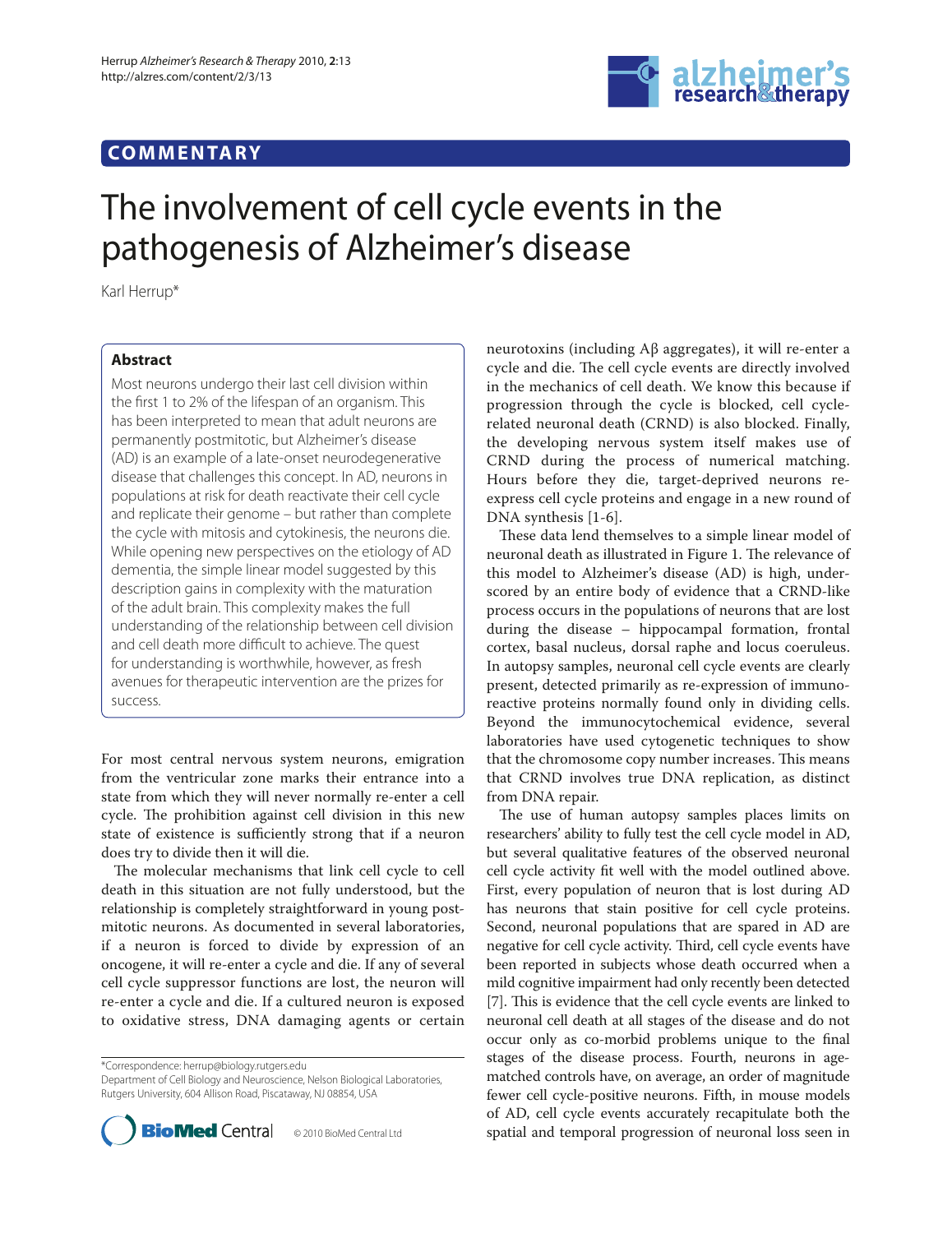COMMENTARY

# The involvement of cell cycle events in the pathogenesis of Alzheimer's disease

Karl Herrup*

## Abstract

Most neurons undergo their last cell division within the first 1 to 2% of the lifespan of an organism. This has been interpreted to mean that adult neurons are permanently postmitotic, but Alzheimer's disease (AD) is an example of a late-onset neurodegenerative disease that challenges this concept. In AD, neurons in populations at risk for death reactivate their cell cycle and replicate their genome – but rather than complete the cycle with mitosis and cytokinesis, the neurons die. While opening new perspectives on the etiology of AD dementia, the simple linear model suggested by this description gains in complexity with the maturation of the adult brain. This complexity makes the full understanding of the relationship between cell division and cell death more difficult to achieve. The quest for understanding is worthwhile, however, as fresh avenues for therapeutic intervention are the prizes for success.

For most central nervous system neurons, emigration from the ventricular zone marks their entrance into a state from which they will never normally re-enter a cell cycle. The prohibition against cell division in this new state of existence is sufficiently strong that if a neuron does try to divide then it will die.

The molecular mechanisms that link cell cycle to cell death in this situation are not fully understood, but the relationship is completely straightforward in young postmitotic neurons. As documented in several laboratories, if a neuron is forced to divide by expression of an oncogene, it will re-enter a cycle and die. If any of several cell cycle suppressor functions are lost, the neuron will re-enter a cycle and die. If a cultured neuron is exposed to oxidative stress, DNA damaging agents or certain neurotoxins (including Aβ aggregates), it will re-enter a cycle and die. The cell cycle events are directly involved in the mechanics of cell death. We know this because if progression through the cycle is blocked, cell cycle-related neuronal death (CRND) is also blocked. Finally, the developing nervous system itself makes use of CRND during the process of numerical matching. Hours before they die, target-deprived neurons re-express cell cycle proteins and engage in a new round of DNA synthesis [1-6].

These data lend themselves to a simple linear model of neuronal death as illustrated in Figure 1. The relevance of this model to Alzheimer's disease (AD) is high, underscored by an entire body of evidence that a CRND-like process occurs in the populations of neurons that are lost during the disease – hippocampal formation, frontal cortex, basal nucleus, dorsal raphe and locus coeruleus. In autopsy samples, neuronal cell cycle events are clearly present, detected primarily as re-expression of immunoreactive proteins normally found only in dividing cells. Beyond the immunocytochemical evidence, several laboratories have used cytogenetic techniques to show that the chromosome copy number increases. This means that CRND involves true DNA replication, as distinct from DNA repair.

The use of human autopsy samples places limits on researchers' ability to fully test the cell cycle model in AD, but several qualitative features of the observed neuronal cell cycle activity fit well with the model outlined above. First, every population of neuron that is lost during AD has neurons that stain positive for cell cycle proteins. Second, neuronal populations that are spared in AD are negative for cell cycle activity. Third, cell cycle events have been reported in subjects whose death occurred when a mild cognitive impairment had only recently been detected [7]. This is evidence that the cell cycle events are linked to neuronal cell death at all stages of the disease and do not occur only as co-morbid problems unique to the final stages of the disease process. Fourth, neurons in age-matched controls have, on average, an order of magnitude fewer cell cycle-positive neurons. Fifth, in mouse models of AD, cell cycle events accurately recapitulate both the spatial and temporal progression of neuronal loss seen in

*Correspondence: herrup@biology.rutgers.edu
Department of Cell Biology and Neuroscience, Nelson Biological Laboratories, Rutgers University, 604 Allison Road, Piscataway, NJ 08854, USA

© 2010 BioMed Central Ltd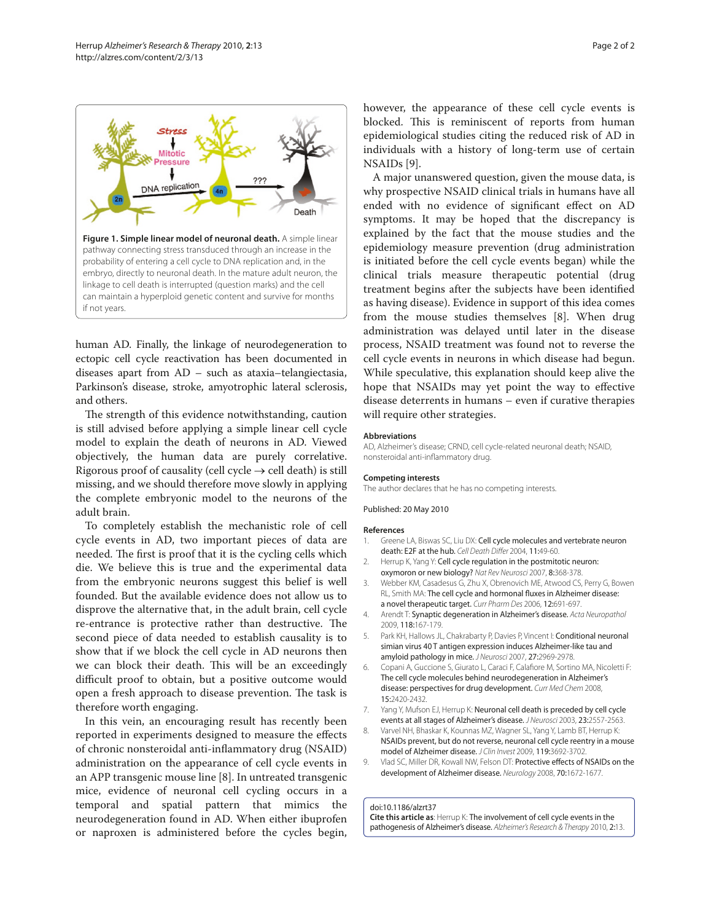Stress

Mitotic Pressure

DNA replication

???

2n

4n

Death

**Figure 1. Simple linear model of neuronal death.** A simple linear pathway connecting stress transduced through an increase in the probability of entering a cell cycle to DNA replication and, in the embryo, directly to neuronal death. In the mature adult neuron, the linkage to cell death is interrupted (question marks) and the cell can maintain a hyperploid genetic content and survive for months if not years.

human AD. Finally, the linkage of neurodegeneration to ectopic cell cycle reactivation has been documented in diseases apart from AD – such as ataxia–telangiectasia, Parkinson's disease, stroke, amyotrophic lateral sclerosis, and others.

The strength of this evidence notwithstanding, caution is still advised before applying a simple linear cell cycle model to explain the death of neurons in AD. Viewed objectively, the human data are purely correlative. Rigorous proof of causality (cell cycle → cell death) is still missing, and we should therefore move slowly in applying the complete embryonic model to the neurons of the adult brain.

To completely establish the mechanistic role of cell cycle events in AD, two important pieces of data are needed. The first is proof that it is the cycling cells which die. We believe this is true and the experimental data from the embryonic neurons suggest this belief is well founded. But the available evidence does not allow us to disprove the alternative that, in the adult brain, cell cycle re-entrance is protective rather than destructive. The second piece of data needed to establish causality is to show that if we block the cell cycle in AD neurons then we can block their death. This will be an exceedingly difficult proof to obtain, but a positive outcome would open a fresh approach to disease prevention. The task is therefore worth engaging.

In this vein, an encouraging result has recently been reported in experiments designed to measure the effects of chronic nonsteroidal anti-inflammatory drug (NSAID) administration on the appearance of cell cycle events in an APP transgenic mouse line [8]. In untreated transgenic mice, evidence of neuronal cell cycling occurs in a temporal and spatial pattern that mimics the neurodegeneration found in AD. When either ibuprofen or naproxen is administered before the cycles begin, however, the appearance of these cell cycle events is blocked. This is reminiscent of reports from human epidemiological studies citing the reduced risk of AD in individuals with a history of long-term use of certain NSAIDs [9].

A major unanswered question, given the mouse data, is why prospective NSAID clinical trials in humans have all ended with no evidence of significant effect on AD symptoms. It may be hoped that the discrepancy is explained by the fact that the mouse studies and the epidemiology measure prevention (drug administration is initiated before the cell cycle events began) while the clinical trials measure therapeutic potential (drug treatment begins after the subjects have been identified as having disease). Evidence in support of this idea comes from the mouse studies themselves [8]. When drug administration was delayed until later in the disease process, NSAID treatment was found not to reverse the cell cycle events in neurons in which disease had begun. While speculative, this explanation should keep alive the hope that NSAIDs may yet point the way to effective disease deterrents in humans – even if curative therapies will require other strategies.

#### Abbreviations

AD, Alzheimer's disease; CRND, cell cycle-related neuronal death; NSAID, nonsteroidal anti-inflammatory drug.

#### Competing interests

The author declares that he has no competing interests.

Published: 20 May 2010

#### References

1. Greene LA, Biswas SC, Liu DX: **Cell cycle molecules and vertebrate neuron death: E2F at the hub.** *Cell Death Differ* 2004, **11**:49-60.
2. Herrup K, Yang Y: **Cell cycle regulation in the postmitotic neuron: oxymoron or new biology?** *Nat Rev Neurosci* 2007, **8**:368-378.
3. Webber KM, Casadesus G, Zhu X, Obrenovich ME, Atwood CS, Perry G, Bowen RL, Smith MA: **The cell cycle and hormonal fluxes in Alzheimer disease: a novel therapeutic target.** *Curr Pharm Des* 2006, **12**:691-697.
4. Arendt T: **Synaptic degeneration in Alzheimer's disease.** *Acta Neuropathol* 2009, **118**:167-179.
5. Park KH, Hallows JL, Chakrabarty P, Davies P, Vincent I: **Conditional neuronal simian virus 40 T antigen expression induces Alzheimer-like tau and amyloid pathology in mice.** *J Neurosci* 2007, **27**:2969-2978.
6. Copani A, Guccione S, Giurato L, Caraci F, Calafiore M, Sortino MA, Nicoletti F: **The cell cycle molecules behind neurodegeneration in Alzheimer's disease: perspectives for drug development.** *Curr Med Chem* 2008, **15**:2420-2432.
7. Yang Y, Mufson EJ, Herrup K: **Neuronal cell death is preceded by cell cycle events at all stages of Alzheimer's disease.** *J Neurosci* 2003, **23**:2557-2563.
8. Varvel NH, Bhaskar K, Kounnas MZ, Wagner SL, Yang Y, Lamb BT, Herrup K: **NSAIDs prevent, but do not reverse, neuronal cell cycle reentry in a mouse model of Alzheimer disease.** *J Clin Invest* 2009, **119**:3692-3702.
9. Vlad SC, Miller DR, Kowall NW, Felson DT: **Protective effects of NSAIDs on the development of Alzheimer disease.** *Neurology* 2008, **70**:1672-1677.

doi:10.1186/alzrt37

**Cite this article as**: Herrup K: The involvement of cell cycle events in the pathogenesis of Alzheimer's disease. *Alzheimer's Research & Therapy* 2010, **2**:13.